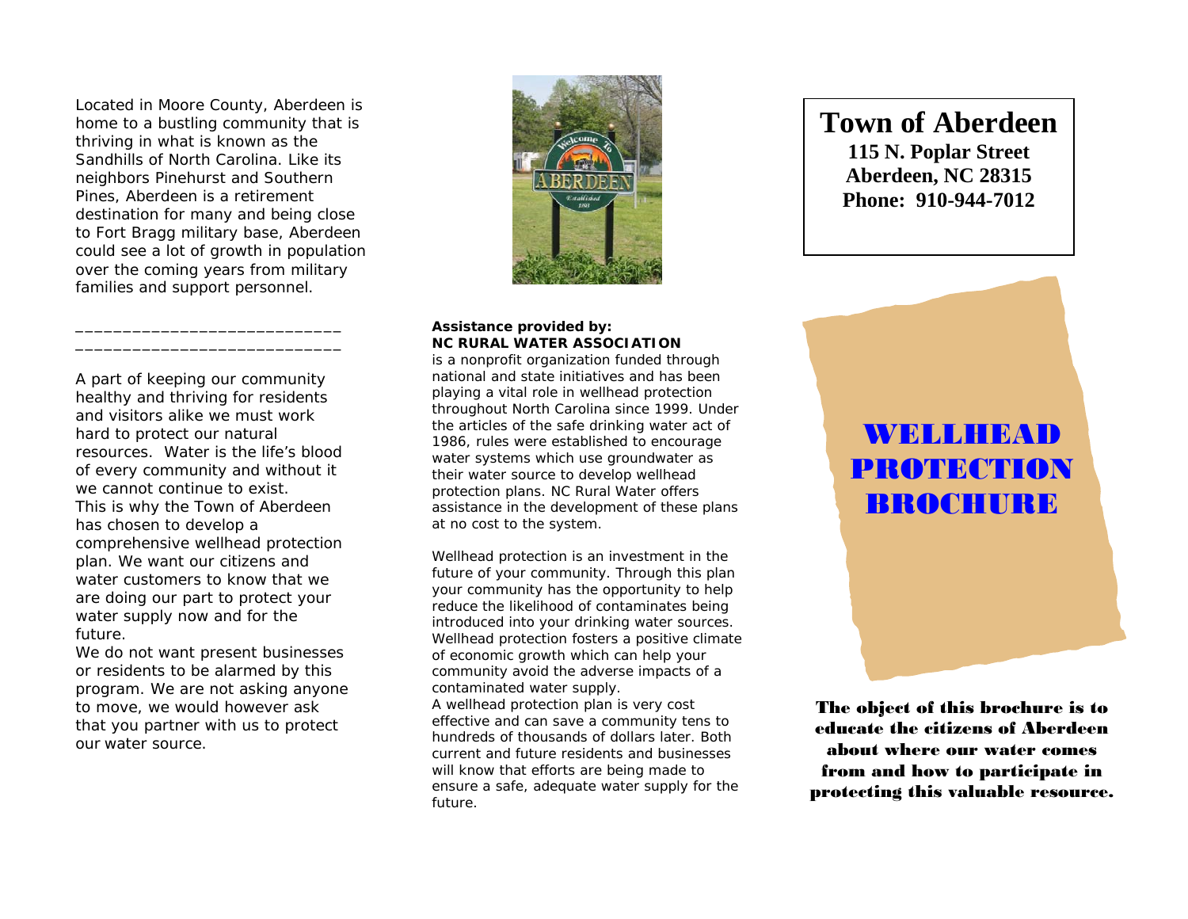Located in Moore County, Aberdeen is home to a bustling community that is thriving in what is known as the Sandhills of North Carolina. Like its neighbors Pinehurst and Southern Pines, Aberdeen is a retirement destination for many and being close to Fort Bragg military base, Aberdeen could see a lot of growth in population over the coming years from military families and support personnel.

---

A part of keeping our community healthy and thriving for residents and visitors alike we must work hard to protect our natural resources. Water is the life's blood of every community and without it we cannot continue to exist. This is why the Town of Aberdeen has chosen to develop a comprehensive wellhead protection plan. We want our citizens and water customers to know that we are doing our part to protect your water supply now and for the future.

We do not want present businesses or residents to be alarmed by this program. We are not asking anyone to move, we would however ask that you partner with us to protect our water source.

**Assistance provided by:**
**NC RURAL WATER ASSOCIATION**
is a nonprofit organization funded through national and state initiatives and has been playing a vital role in wellhead protection throughout North Carolina since 1999. Under the articles of the safe drinking water act of 1986, rules were established to encourage water systems which use groundwater as their water source to develop wellhead protection plans. NC Rural Water offers assistance in the development of these plans at no cost to the system.

Wellhead protection is an investment in the future of your community. Through this plan your community has the opportunity to help reduce the likelihood of contaminates being introduced into your drinking water sources. Wellhead protection fosters a positive climate of economic growth which can help your community avoid the adverse impacts of a contaminated water supply.

A wellhead protection plan is very cost effective and can save a community tens to hundreds of thousands of dollars later. Both current and future residents and businesses will know that efforts are being made to ensure a safe, adequate water supply for the future.

# Town of Aberdeen

**115 N. Poplar Street**
**Aberdeen, NC 28315**
**Phone: 910-944-7012**

# WELLHEAD PROTECTION BROCHURE

**The object of this brochure is to educate the citizens of Aberdeen about where our water comes from and how to participate in protecting this valuable resource.**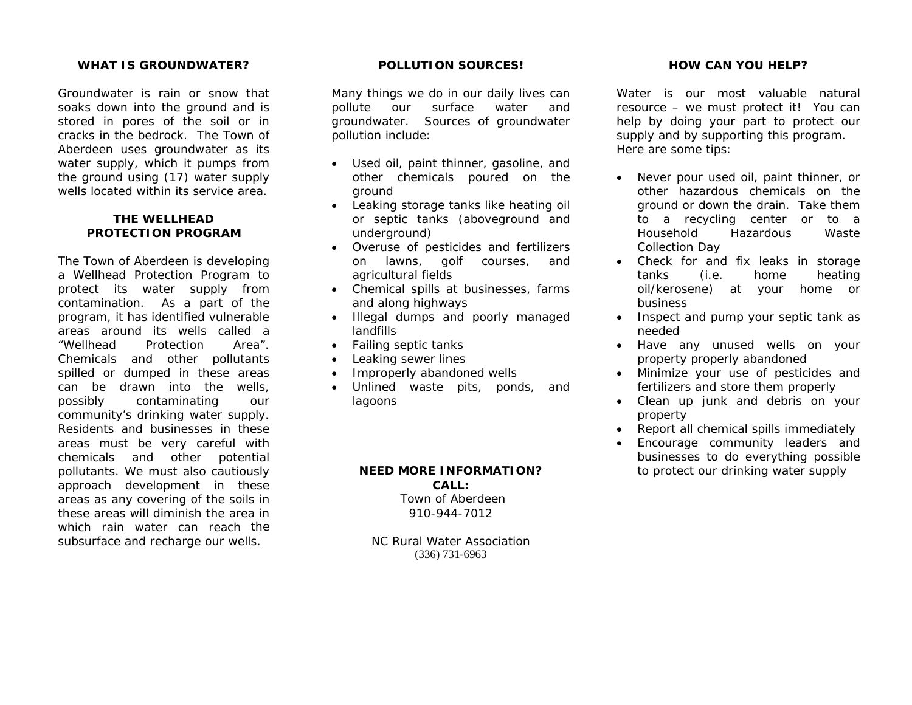## WHAT IS GROUNDWATER?

Groundwater is rain or snow that soaks down into the ground and is stored in pores of the soil or in cracks in the bedrock. The Town of Aberdeen uses groundwater as its water supply, which it pumps from the ground using (17) water supply wells located within its service area.

## THE WELLHEAD PROTECTION PROGRAM

The Town of Aberdeen is developing a Wellhead Protection Program to protect its water supply from contamination. As a part of the program, it has identified vulnerable areas around its wells called a "Wellhead Protection Area". Chemicals and other pollutants spilled or dumped in these areas can be drawn into the wells, possibly contaminating our community's drinking water supply. Residents and businesses in these areas must be very careful with chemicals and other potential pollutants. We must also cautiously approach development in these areas as any covering of the soils in these areas will diminish the area in which rain water can reach the subsurface and recharge our wells.

## POLLUTION SOURCES!

Many things we do in our daily lives can pollute our surface water and groundwater. Sources of groundwater pollution include:

- Used oil, paint thinner, gasoline, and other chemicals poured on the ground
- Leaking storage tanks like heating oil or septic tanks (aboveground and underground)
- Overuse of pesticides and fertilizers on lawns, golf courses, and agricultural fields
- Chemical spills at businesses, farms and along highways
- Illegal dumps and poorly managed landfills
- Failing septic tanks
- Leaking sewer lines
- Improperly abandoned wells
- Unlined waste pits, ponds, and lagoons

**NEED MORE INFORMATION?**
**CALL:**
Town of Aberdeen
910-944-7012

NC Rural Water Association
(336) 731-6963

## HOW CAN YOU HELP?

Water is our most valuable natural resource – we must protect it! You can help by doing your part to protect our supply and by supporting this program.
Here are some tips:

- Never pour used oil, paint thinner, or other hazardous chemicals on the ground or down the drain. Take them to a recycling center or to a Household Hazardous Waste Collection Day
- Check for and fix leaks in storage tanks (i.e. home heating oil/kerosene) at your home or business
- Inspect and pump your septic tank as needed
- Have any unused wells on your property properly abandoned
- Minimize your use of pesticides and fertilizers and store them properly
- Clean up junk and debris on your property
- Report all chemical spills immediately
- Encourage community leaders and businesses to do everything possible to protect our drinking water supply